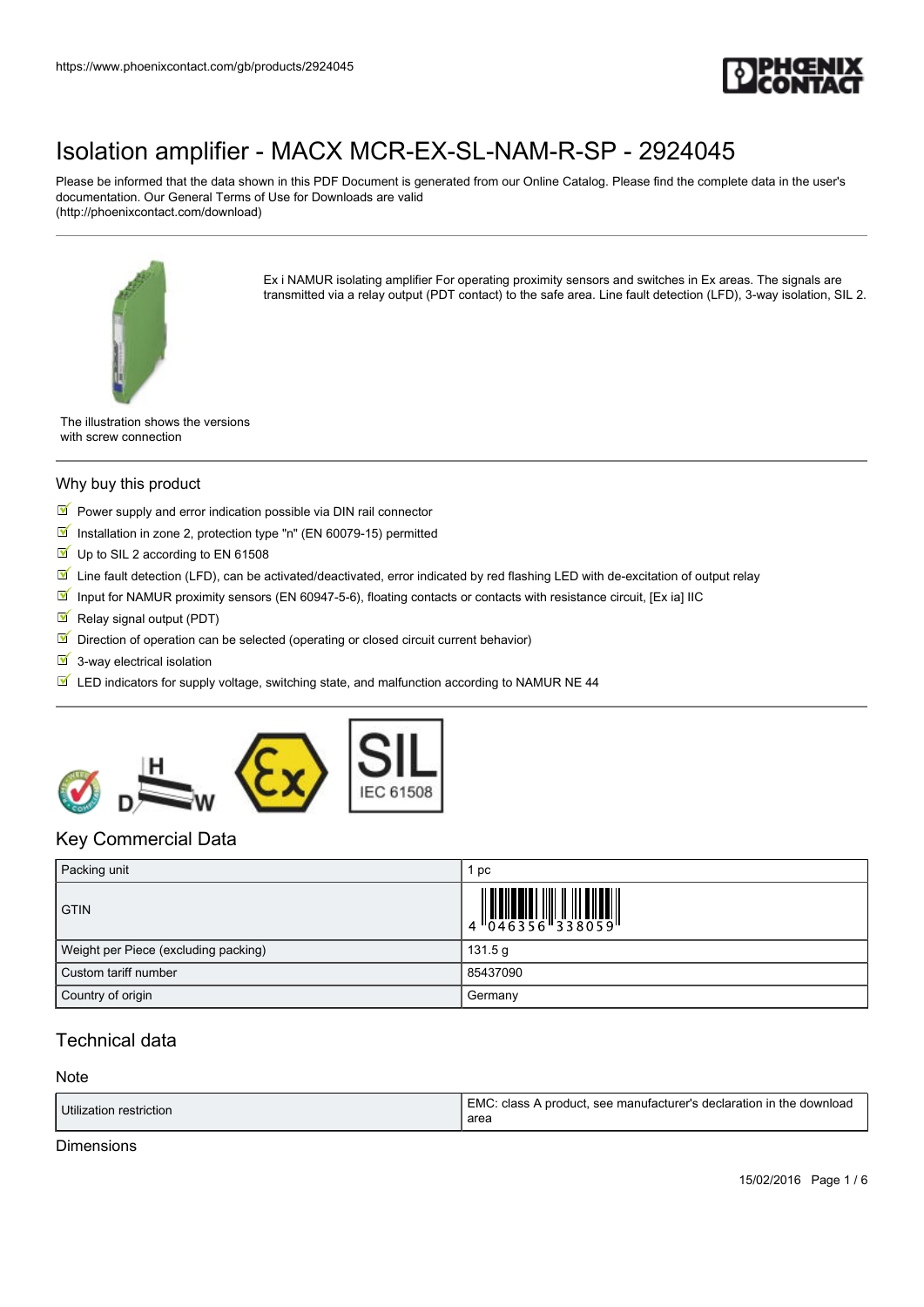# Isolation amplifier - MACX MCR-EX-SL-NAM-R-SP - 2924045

Please be informed that the data shown in this PDF Document is generated from our Online Catalog. Please find the complete data in the user's documentation. Our General Terms of Use for Downloads are valid (http://phoenixcontact.com/download)

Ex i NAMUR isolating amplifier For operating proximity sensors and switches in Ex areas. The signals are transmitted via a relay output (PDT contact) to the safe area. Line fault detection (LFD), 3-way isolation, SIL 2.

The illustration shows the versions with screw connection

## Why buy this product

- Power supply and error indication possible via DIN rail connector
- Installation in zone 2, protection type "n" (EN 60079-15) permitted
- Up to SIL 2 according to EN 61508
- Line fault detection (LFD), can be activated/deactivated, error indicated by red flashing LED with de-excitation of output relay
- Input for NAMUR proximity sensors (EN 60947-5-6), floating contacts or contacts with resistance circuit, [Ex ia] IIC
- Relay signal output (PDT)
- Direction of operation can be selected (operating or closed circuit current behavior)
- 3-way electrical isolation
- LED indicators for supply voltage, switching state, and malfunction according to NAMUR NE 44

## Key Commercial Data

| Packing unit | 1 pc |
|---|---|
| GTIN | 4 046356 338059 |
| Weight per Piece (excluding packing) | 131.5 g |
| Custom tariff number | 85437090 |
| Country of origin | Germany |

## Technical data

### Note

| Utilization restriction | EMC: class A product, see manufacturer's declaration in the download area |
|---|---|

### Dimensions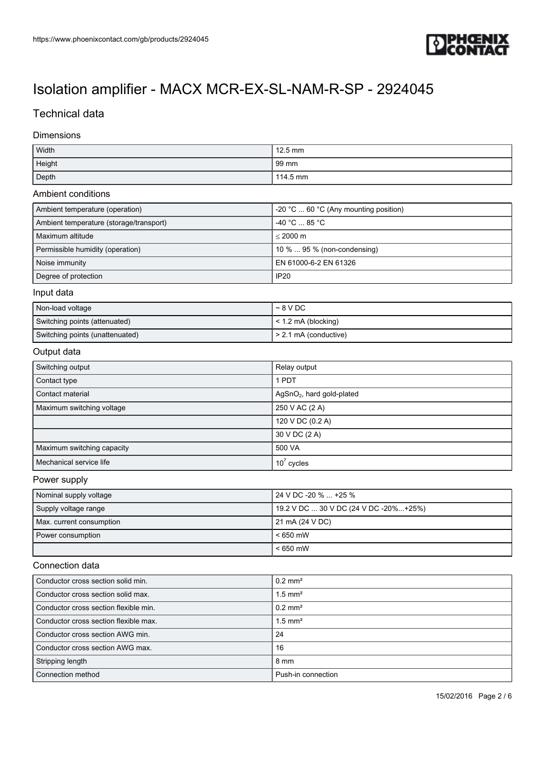# Isolation amplifier - MACX MCR-EX-SL-NAM-R-SP - 2924045

## Technical data

### Dimensions

| | |
|---|---|
| Width | 12.5 mm |
| Height | 99 mm |
| Depth | 114.5 mm |

### Ambient conditions

| | |
|---|---|
| Ambient temperature (operation) | -20 °C ... 60 °C (Any mounting position) |
| Ambient temperature (storage/transport) | -40 °C ... 85 °C |
| Maximum altitude | ≤ 2000 m |
| Permissible humidity (operation) | 10 % ... 95 % (non-condensing) |
| Noise immunity | EN 61000-6-2 EN 61326 |
| Degree of protection | IP20 |

### Input data

| | |
|---|---|
| Non-load voltage | ~ 8 V DC |
| Switching points (attenuated) | < 1.2 mA (blocking) |
| Switching points (unattenuated) | > 2.1 mA (conductive) |

### Output data

| | |
|---|---|
| Switching output | Relay output |
| Contact type | 1 PDT |
| Contact material | $AgSnO_2$, hard gold-plated |
| Maximum switching voltage | 250 V AC (2 A) |
| | 120 V DC (0.2 A) |
| | 30 V DC (2 A) |
| Maximum switching capacity | 500 VA |
| Mechanical service life | $10^7$ cycles |

### Power supply

| | |
|---|---|
| Nominal supply voltage | 24 V DC -20 % ... +25 % |
| Supply voltage range | 19.2 V DC ... 30 V DC (24 V DC -20%...+25%) |
| Max. current consumption | 21 mA (24 V DC) |
| Power consumption | < 650 mW |
| | < 650 mW |

### Connection data

| | |
|---|---|
| Conductor cross section solid min. | 0.2 mm² |
| Conductor cross section solid max. | 1.5 mm² |
| Conductor cross section flexible min. | 0.2 mm² |
| Conductor cross section flexible max. | 1.5 mm² |
| Conductor cross section AWG min. | 24 |
| Conductor cross section AWG max. | 16 |
| Stripping length | 8 mm |
| Connection method | Push-in connection |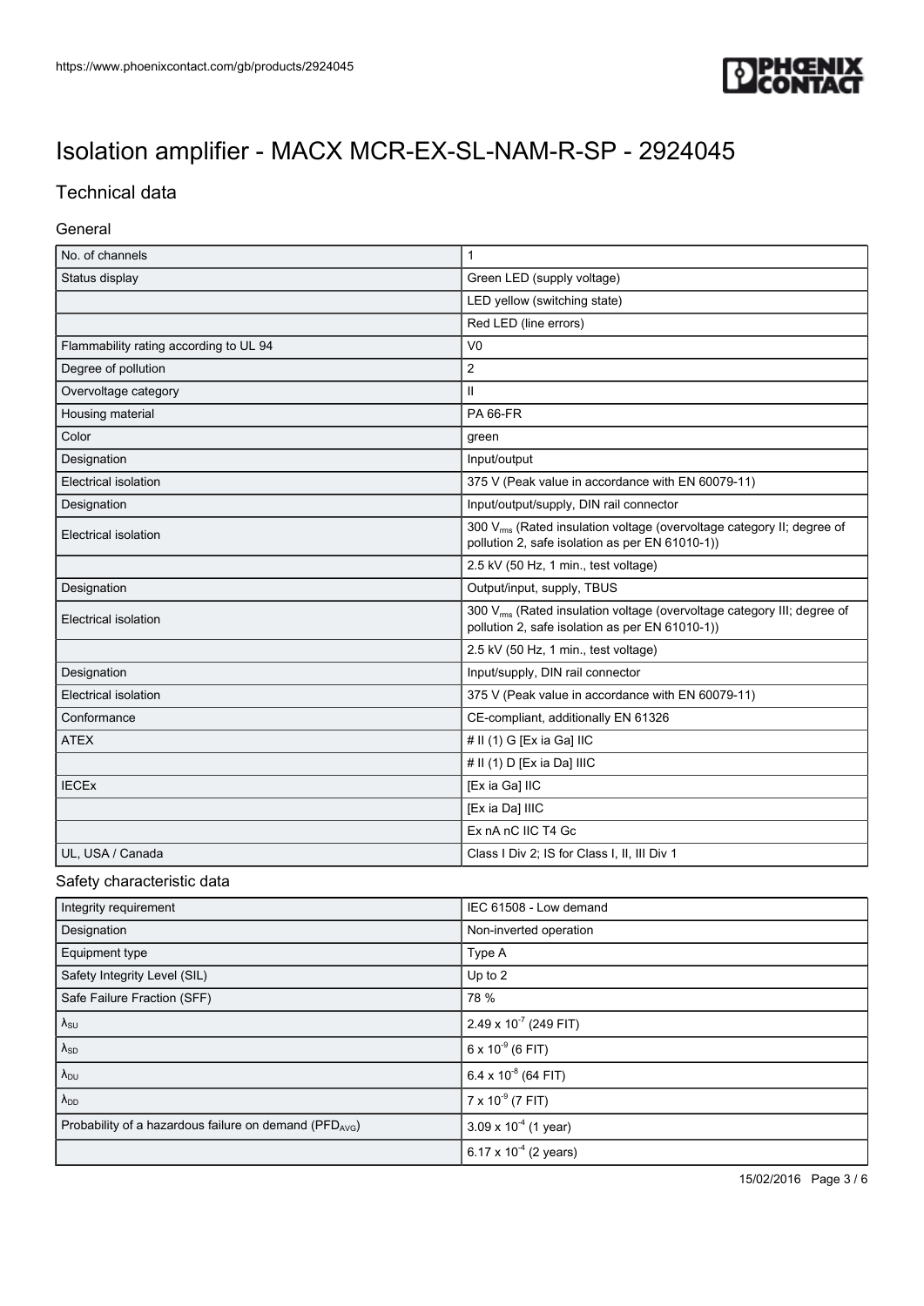# Isolation amplifier - MACX MCR-EX-SL-NAM-R-SP - 2924045

## Technical data

### General

| | |
|---|---|
| No. of channels | 1 |
| Status display | Green LED (supply voltage) |
| | LED yellow (switching state) |
| | Red LED (line errors) |
| Flammability rating according to UL 94 | V0 |
| Degree of pollution | 2 |
| Overvoltage category | II |
| Housing material | PA 66-FR |
| Color | green |
| Designation | Input/output |
| Electrical isolation | 375 V (Peak value in accordance with EN 60079-11) |
| Designation | Input/output/supply, DIN rail connector |
| Electrical isolation | 300 $V_{rms}$ (Rated insulation voltage (overvoltage category II; degree of pollution 2, safe isolation as per EN 61010-1)) |
| | 2.5 kV (50 Hz, 1 min., test voltage) |
| Designation | Output/input, supply, TBUS |
| Electrical isolation | 300 $V_{rms}$ (Rated insulation voltage (overvoltage category III; degree of pollution 2, safe isolation as per EN 61010-1)) |
| | 2.5 kV (50 Hz, 1 min., test voltage) |
| Designation | Input/supply, DIN rail connector |
| Electrical isolation | 375 V (Peak value in accordance with EN 60079-11) |
| Conformance | CE-compliant, additionally EN 61326 |
| ATEX | # II (1) G [Ex ia Ga] IIC |
| | # II (1) D [Ex ia Da] IIIC |
| IECEx | [Ex ia Ga] IIC |
| | [Ex ia Da] IIIC |
| | Ex nA nC IIC T4 Gc |
| UL, USA / Canada | Class I Div 2; IS for Class I, II, III Div 1 |

### Safety characteristic data

| | |
|---|---|
| Integrity requirement | IEC 61508 - Low demand |
| Designation | Non-inverted operation |
| Equipment type | Type A |
| Safety Integrity Level (SIL) | Up to 2 |
| Safe Failure Fraction (SFF) | 78 % |
| $\lambda_{SU}$ | $2.49 \times 10^{-7}$ (249 FIT) |
| $\lambda_{SD}$ | $6 \times 10^{-9}$ (6 FIT) |
| $\lambda_{DU}$ | $6.4 \times 10^{-8}$ (64 FIT) |
| $\lambda_{DD}$ | $7 \times 10^{-9}$ (7 FIT) |
| Probability of a hazardous failure on demand ($PFD_{AVG}$) | $3.09 \times 10^{-4}$ (1 year) |
| | $6.17 \times 10^{-4}$ (2 years) |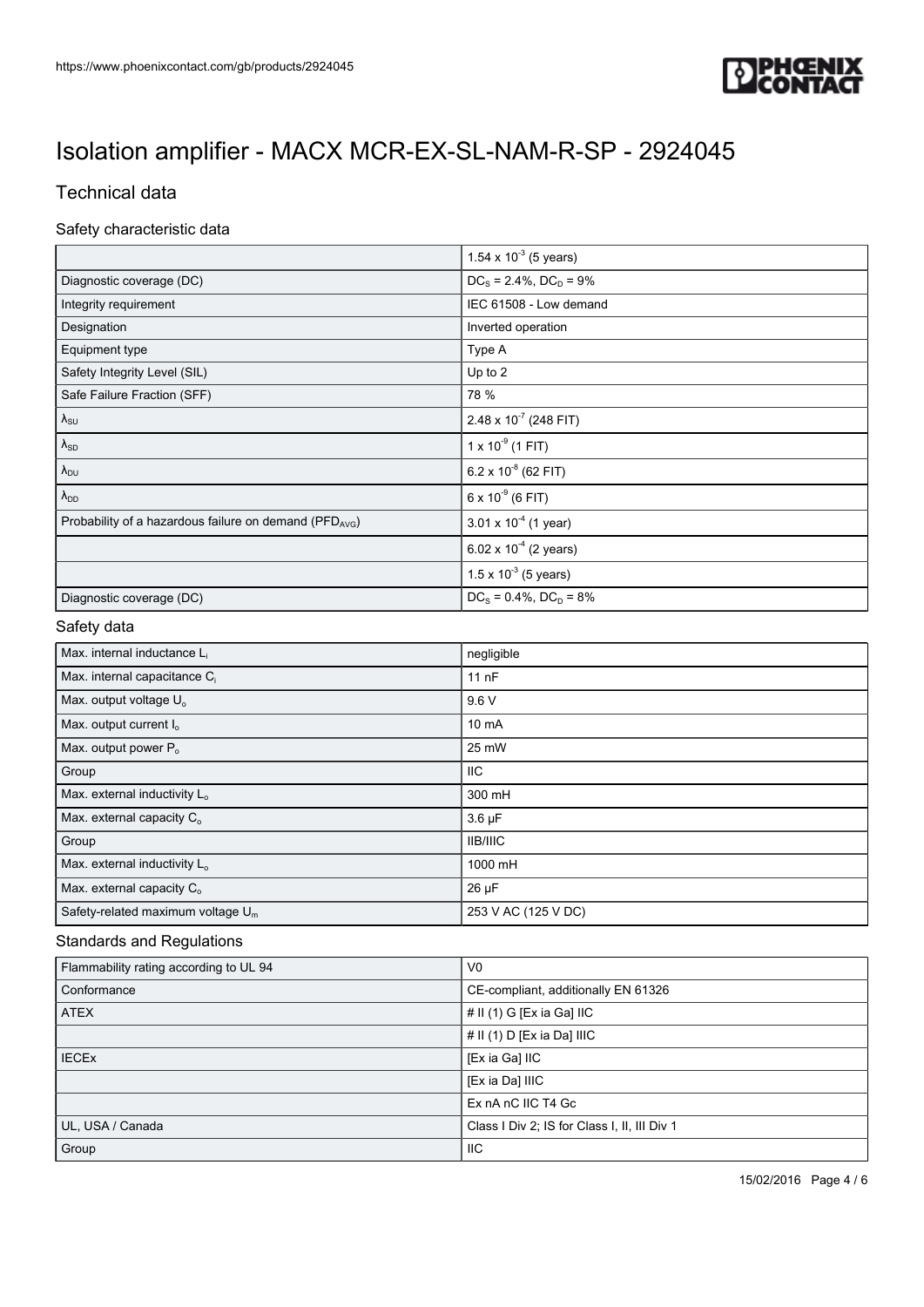# Isolation amplifier - MACX MCR-EX-SL-NAM-R-SP - 2924045

## Technical data

### Safety characteristic data

| | |
|---|---|
| | $1.54 \times 10^{-3}$ (5 years) |
| Diagnostic coverage (DC) | $DC_S$ = 2.4%, $DC_D$ = 9% |
| Integrity requirement | IEC 61508 - Low demand |
| Designation | Inverted operation |
| Equipment type | Type A |
| Safety Integrity Level (SIL) | Up to 2 |
| Safe Failure Fraction (SFF) | 78 % |
| $\lambda_{SU}$ | $2.48 \times 10^{-7}$ (248 FIT) |
| $\lambda_{SD}$ | $1 \times 10^{-9}$ (1 FIT) |
| $\lambda_{DU}$ | $6.2 \times 10^{-8}$ (62 FIT) |
| $\lambda_{DD}$ | $6 \times 10^{-9}$ (6 FIT) |
| Probability of a hazardous failure on demand ($PFD_{AVG}$) | $3.01 \times 10^{-4}$ (1 year) |
| | $6.02 \times 10^{-4}$ (2 years) |
| | $1.5 \times 10^{-3}$ (5 years) |
| Diagnostic coverage (DC) | $DC_S$ = 0.4%, $DC_D$ = 8% |

### Safety data

| | |
|---|---|
| Max. internal inductance $L_i$ | negligible |
| Max. internal capacitance $C_i$ | 11 nF |
| Max. output voltage $U_o$ | 9.6 V |
| Max. output current $I_o$ | 10 mA |
| Max. output power $P_o$ | 25 mW |
| Group | IIC |
| Max. external inductivity $L_o$ | 300 mH |
| Max. external capacity $C_o$ | 3.6 µF |
| Group | IIB/IIIC |
| Max. external inductivity $L_o$ | 1000 mH |
| Max. external capacity $C_o$ | 26 µF |
| Safety-related maximum voltage $U_m$ | 253 V AC (125 V DC) |

### Standards and Regulations

| | |
|---|---|
| Flammability rating according to UL 94 | V0 |
| Conformance | CE-compliant, additionally EN 61326 |
| ATEX | # II (1) G [Ex ia Ga] IIC |
| | # II (1) D [Ex ia Da] IIIC |
| IECEx | [Ex ia Ga] IIC |
| | [Ex ia Da] IIIC |
| | Ex nA nC IIC T4 Gc |
| UL, USA / Canada | Class I Div 2; IS for Class I, II, III Div 1 |
| Group | IIC |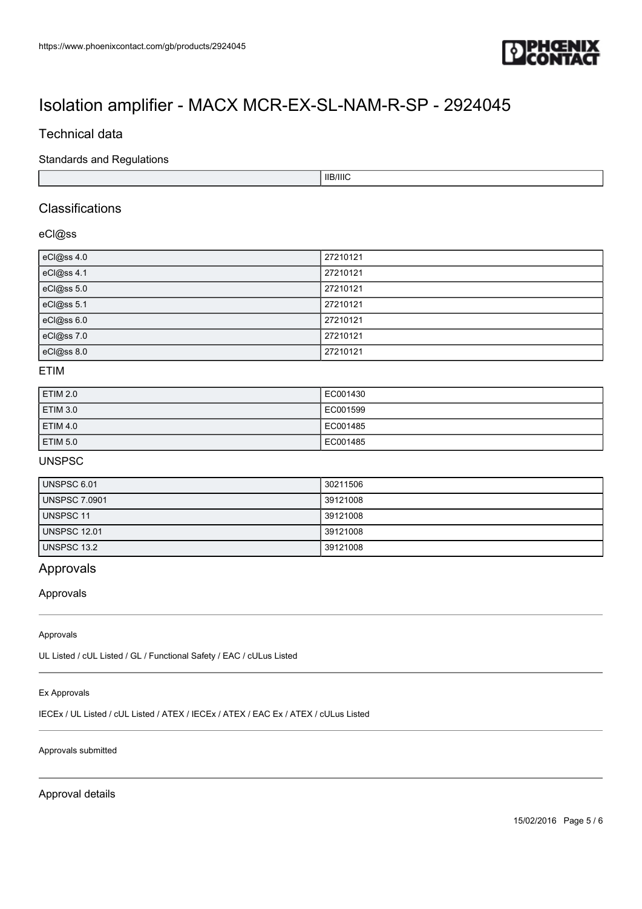# Isolation amplifier - MACX MCR-EX-SL-NAM-R-SP - 2924045

## Technical data

### Standards and Regulations

| | |
|---|---|
| | IIB/IIIC |

## Classifications

### eCl@ss

| | |
|---|---|
| eCl@ss 4.0 | 27210121 |
| eCl@ss 4.1 | 27210121 |
| eCl@ss 5.0 | 27210121 |
| eCl@ss 5.1 | 27210121 |
| eCl@ss 6.0 | 27210121 |
| eCl@ss 7.0 | 27210121 |
| eCl@ss 8.0 | 27210121 |

### ETIM

| | |
|---|---|
| ETIM 2.0 | EC001430 |
| ETIM 3.0 | EC001599 |
| ETIM 4.0 | EC001485 |
| ETIM 5.0 | EC001485 |

### UNSPSC

| | |
|---|---|
| UNSPSC 6.01 | 30211506 |
| UNSPSC 7.0901 | 39121008 |
| UNSPSC 11 | 39121008 |
| UNSPSC 12.01 | 39121008 |
| UNSPSC 13.2 | 39121008 |

## Approvals

### Approvals

Approvals

UL Listed / cUL Listed / GL / Functional Safety / EAC / cULus Listed

Ex Approvals

IECEx / UL Listed / cUL Listed / ATEX / IECEx / ATEX / EAC Ex / ATEX / cULus Listed

Approvals submitted

### Approval details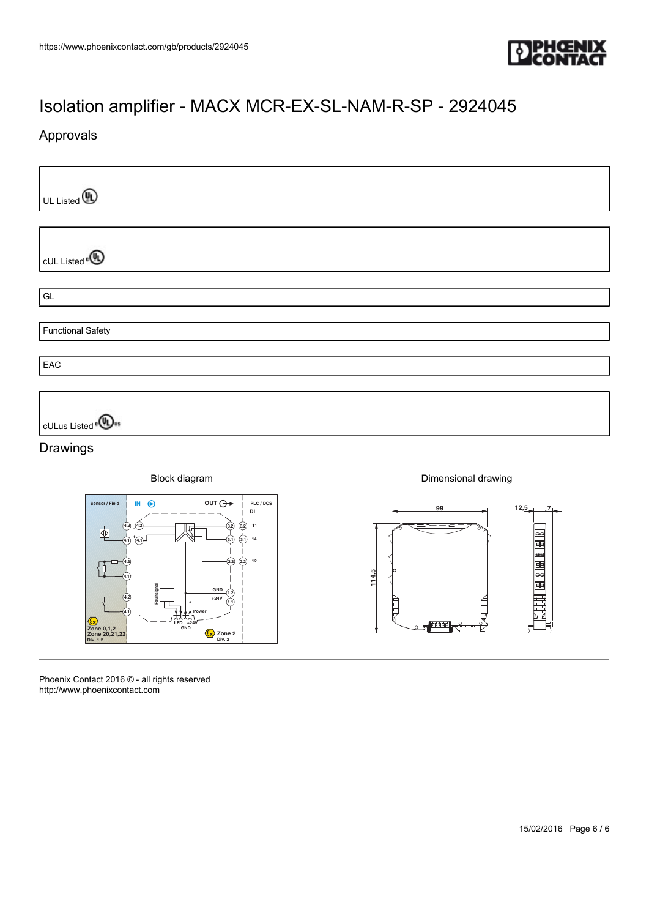# Isolation amplifier - MACX MCR-EX-SL-NAM-R-SP - 2924045

## Approvals

UL Listed

cUL Listed

GL

Functional Safety

EAC

cULus Listed

## Drawings

Block diagram

Sensor / Field
IN
OUT
PLC / DCS
DI
4.2
4.1
4.2
4.1
4.2
4.1
4.2
4.1
3.2
3.1
2.2
3.2
3.1
2.2
11
14
12
Faultsignal
GND
+24V
1.2
1.1
Power
LFD
+24V
GND
Zone 0,1,2
Zone 20,21,22
Div. 1,2
Zone 2
Div. 2

Dimensional drawing

99
114,5
12,5
7

Phoenix Contact 2016 © - all rights reserved
http://www.phoenixcontact.com